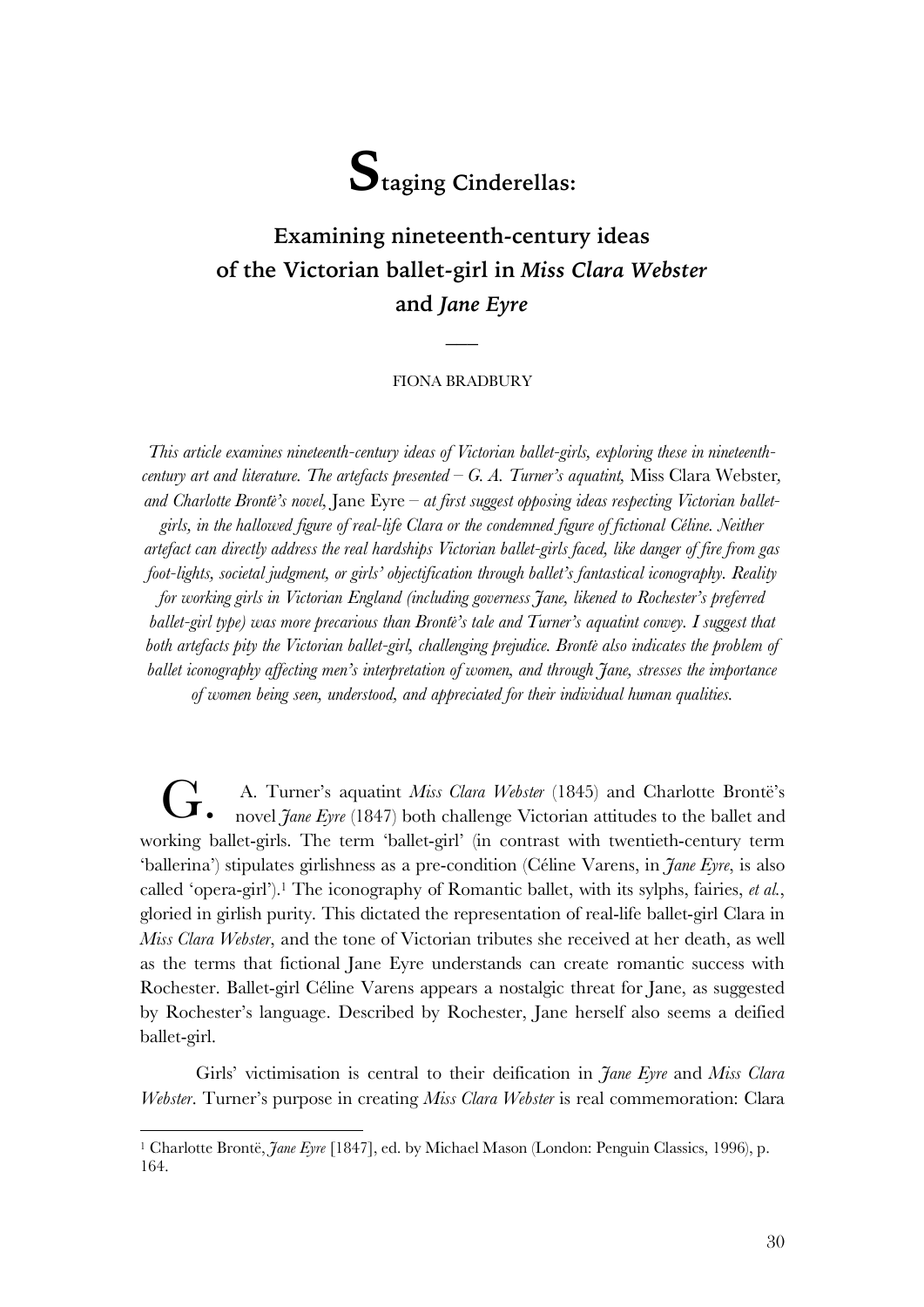# Staging Cinderellas:

## Examining nineteenth-century ideas of the Victorian ballet-girl in *Miss Clara Webster* and *Jane Eyre*

FIONA BRADBURY

*This article examines nineteenth-century ideas of Victorian ballet-girls, exploring these in nineteenth-century art and literature. The artefacts presented – G. A. Turner's aquatint,* Miss Clara Webster, *and Charlotte Brontë's novel,* Jane Eyre *– at first suggest opposing ideas respecting Victorian ballet-girls, in the hallowed figure of real-life Clara or the condemned figure of fictional Céline. Neither artefact can directly address the real hardships Victorian ballet-girls faced, like danger of fire from gas foot-lights, societal judgment, or girls' objectification through ballet's fantastical iconography. Reality for working girls in Victorian England (including governess Jane, likened to Rochester's preferred ballet-girl type) was more precarious than Brontë's tale and Turner's aquatint convey. I suggest that both artefacts pity the Victorian ballet-girl, challenging prejudice. Brontë also indicates the problem of ballet iconography affecting men's interpretation of women, and through Jane, stresses the importance of women being seen, understood, and appreciated for their individual human qualities.*

G. A. Turner's aquatint *Miss Clara Webster* (1845) and Charlotte Brontë's novel *Jane Eyre* (1847) both challenge Victorian attitudes to the ballet and working ballet-girls. The term 'ballet-girl' (in contrast with twentieth-century term 'ballerina') stipulates girlishness as a pre-condition (Céline Varens, in *Jane Eyre*, is also called 'opera-girl').[1] The iconography of Romantic ballet, with its sylphs, fairies, *et al.*, gloried in girlish purity. This dictated the representation of real-life ballet-girl Clara in *Miss Clara Webster*, and the tone of Victorian tributes she received at her death, as well as the terms that fictional Jane Eyre understands can create romantic success with Rochester. Ballet-girl Céline Varens appears a nostalgic threat for Jane, as suggested by Rochester's language. Described by Rochester, Jane herself also seems a deified ballet-girl.

Girls' victimisation is central to their deification in *Jane Eyre* and *Miss Clara Webster*. Turner's purpose in creating *Miss Clara Webster* is real commemoration: Clara

---

[1] Charlotte Brontë, *Jane Eyre* [1847], ed. by Michael Mason (London: Penguin Classics, 1996), p. 164.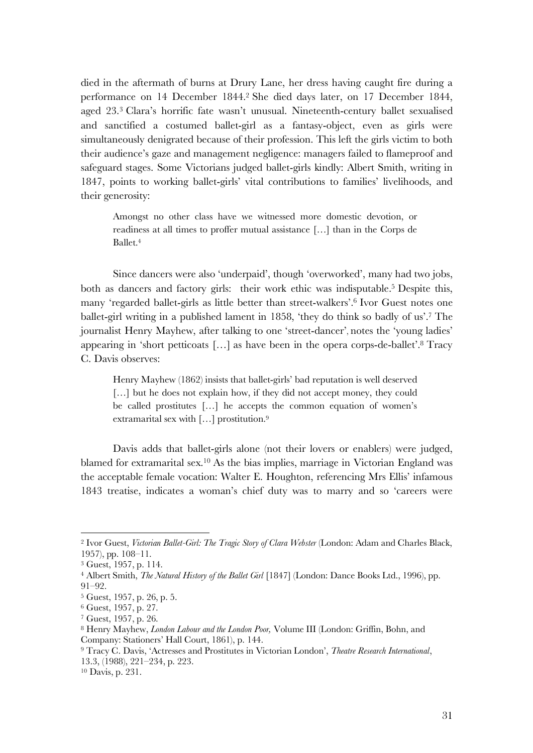died in the aftermath of burns at Drury Lane, her dress having caught fire during a performance on 14 December 1844.[2] She died days later, on 17 December 1844, aged 23.[3] Clara's horrific fate wasn't unusual. Nineteenth-century ballet sexualised and sanctified a costumed ballet-girl as a fantasy-object, even as girls were simultaneously denigrated because of their profession. This left the girls victim to both their audience's gaze and management negligence: managers failed to flameproof and safeguard stages. Some Victorians judged ballet-girls kindly: Albert Smith, writing in 1847, points to working ballet-girls' vital contributions to families' livelihoods, and their generosity:

> Amongst no other class have we witnessed more domestic devotion, or readiness at all times to proffer mutual assistance […] than in the Corps de Ballet.[4]

Since dancers were also 'underpaid', though 'overworked', many had two jobs, both as dancers and factory girls: their work ethic was indisputable.[5] Despite this, many 'regarded ballet-girls as little better than street-walkers'.[6] Ivor Guest notes one ballet-girl writing in a published lament in 1858, 'they do think so badly of us'.[7] The journalist Henry Mayhew, after talking to one 'street-dancer', notes the 'young ladies' appearing in 'short petticoats […] as have been in the opera corps-de-ballet'.[8] Tracy C. Davis observes:

> Henry Mayhew (1862) insists that ballet-girls' bad reputation is well deserved […] but he does not explain how, if they did not accept money, they could be called prostitutes […] he accepts the common equation of women's extramarital sex with […] prostitution.[9]

Davis adds that ballet-girls alone (not their lovers or enablers) were judged, blamed for extramarital sex.[10] As the bias implies, marriage in Victorian England was the acceptable female vocation: Walter E. Houghton, referencing Mrs Ellis' infamous 1843 treatise, indicates a woman's chief duty was to marry and so 'careers were

---

[2] Ivor Guest, *Victorian Ballet-Girl: The Tragic Story of Clara Webster* (London: Adam and Charles Black, 1957), pp. 108–11.

[3] Guest, 1957, p. 114.

[4] Albert Smith, *The Natural History of the Ballet Girl* [1847] (London: Dance Books Ltd., 1996), pp. 91–92.

[5] Guest, 1957, p. 26, p. 5.

[6] Guest, 1957, p. 27.

[7] Guest, 1957, p. 26.

[8] Henry Mayhew, *London Labour and the London Poor,* Volume III (London: Griffin, Bohn, and Company: Stationers' Hall Court, 1861), p. 144.

[9] Tracy C. Davis, 'Actresses and Prostitutes in Victorian London', *Theatre Research International*, 13.3, (1988), 221–234, p. 223.

[10] Davis, p. 231.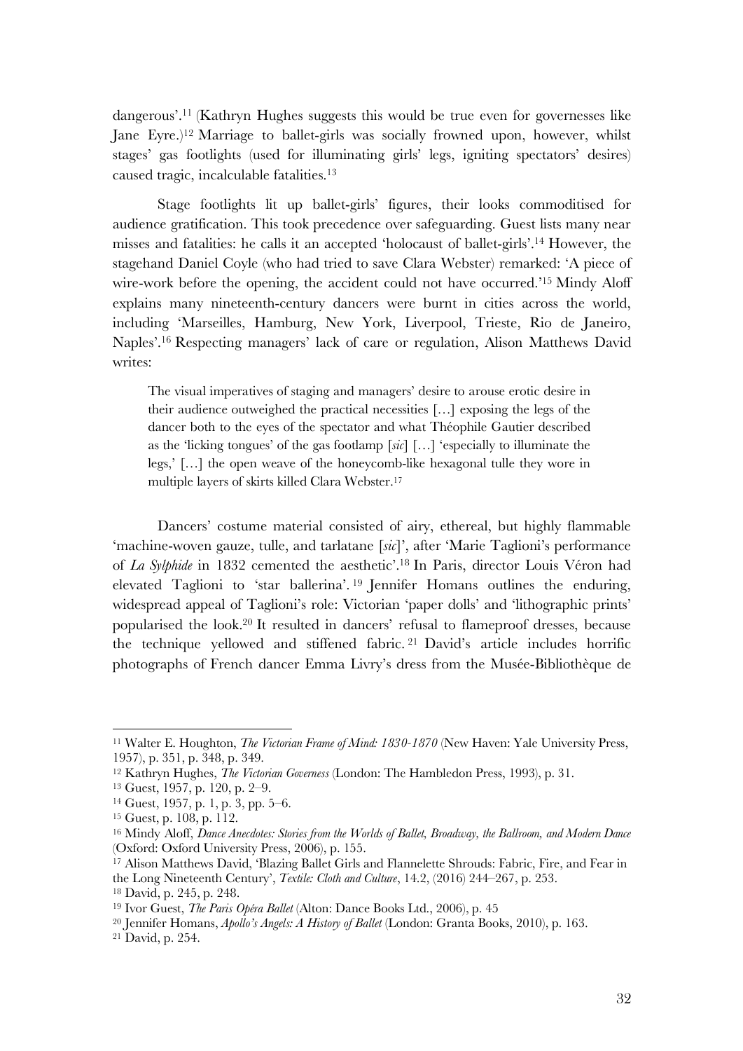dangerous'.[11] (Kathryn Hughes suggests this would be true even for governesses like Jane Eyre.)[12] Marriage to ballet-girls was socially frowned upon, however, whilst stages' gas footlights (used for illuminating girls' legs, igniting spectators' desires) caused tragic, incalculable fatalities.[13]

Stage footlights lit up ballet-girls' figures, their looks commoditised for audience gratification. This took precedence over safeguarding. Guest lists many near misses and fatalities: he calls it an accepted 'holocaust of ballet-girls'.[14] However, the stagehand Daniel Coyle (who had tried to save Clara Webster) remarked: 'A piece of wire-work before the opening, the accident could not have occurred.'[15] Mindy Aloff explains many nineteenth-century dancers were burnt in cities across the world, including 'Marseilles, Hamburg, New York, Liverpool, Trieste, Rio de Janeiro, Naples'.[16] Respecting managers' lack of care or regulation, Alison Matthews David writes:

> The visual imperatives of staging and managers' desire to arouse erotic desire in their audience outweighed the practical necessities […] exposing the legs of the dancer both to the eyes of the spectator and what Théophile Gautier described as the 'licking tongues' of the gas footlamp [*sic*] […] 'especially to illuminate the legs,' […] the open weave of the honeycomb-like hexagonal tulle they wore in multiple layers of skirts killed Clara Webster.[17]

Dancers' costume material consisted of airy, ethereal, but highly flammable 'machine-woven gauze, tulle, and tarlatane [*sic*]', after 'Marie Taglioni's performance of *La Sylphide* in 1832 cemented the aesthetic'.[18] In Paris, director Louis Véron had elevated Taglioni to 'star ballerina'.[19] Jennifer Homans outlines the enduring, widespread appeal of Taglioni's role: Victorian 'paper dolls' and 'lithographic prints' popularised the look.[20] It resulted in dancers' refusal to flameproof dresses, because the technique yellowed and stiffened fabric.[21] David's article includes horrific photographs of French dancer Emma Livry's dress from the Musée-Bibliothèque de

---

[11] Walter E. Houghton, *The Victorian Frame of Mind: 1830-1870* (New Haven: Yale University Press, 1957), p. 351, p. 348, p. 349.

[12] Kathryn Hughes, *The Victorian Governess* (London: The Hambledon Press, 1993), p. 31.

[13] Guest, 1957, p. 120, p. 2–9.

[14] Guest, 1957, p. 1, p. 3, pp. 5–6.

[15] Guest, p. 108, p. 112.

[16] Mindy Aloff, *Dance Anecdotes: Stories from the Worlds of Ballet, Broadway, the Ballroom, and Modern Dance* (Oxford: Oxford University Press, 2006), p. 155.

[17] Alison Matthews David, 'Blazing Ballet Girls and Flannelette Shrouds: Fabric, Fire, and Fear in the Long Nineteenth Century', *Textile: Cloth and Culture*, 14.2, (2016) 244–267, p. 253.

[18] David, p. 245, p. 248.

[19] Ivor Guest, *The Paris Opéra Ballet* (Alton: Dance Books Ltd., 2006), p. 45

[20] Jennifer Homans, *Apollo's Angels: A History of Ballet* (London: Granta Books, 2010), p. 163.

[21] David, p. 254.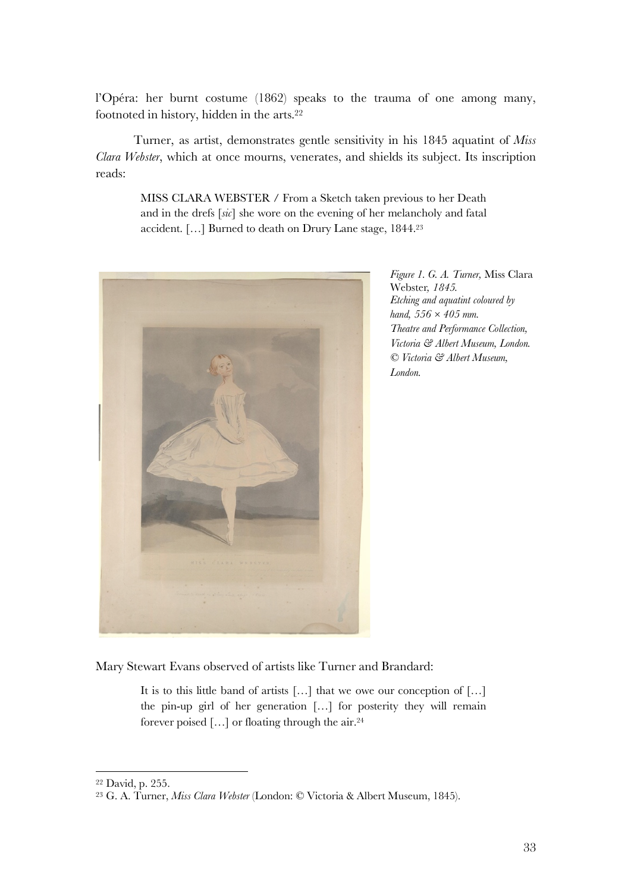l'Opéra: her burnt costume (1862) speaks to the trauma of one among many, footnoted in history, hidden in the arts.[22]

Turner, as artist, demonstrates gentle sensitivity in his 1845 aquatint of *Miss Clara Webster*, which at once mourns, venerates, and shields its subject. Its inscription reads:

> MISS CLARA WEBSTER / From a Sketch taken previous to her Death and in the drefs [*sic*] she wore on the evening of her melancholy and fatal accident. […] Burned to death on Drury Lane stage, 1844.[23]

*Figure 1. G. A. Turner,* Miss Clara Webster, *1845. Etching and aquatint coloured by hand, 556 × 405 mm. Theatre and Performance Collection, Victoria & Albert Museum, London. © Victoria & Albert Museum, London.*

Mary Stewart Evans observed of artists like Turner and Brandard:

> It is to this little band of artists […] that we owe our conception of […] the pin-up girl of her generation […] for posterity they will remain forever poised […] or floating through the air.[24]

---

[22] David, p. 255.

[23] G. A. Turner, *Miss Clara Webster* (London: © Victoria & Albert Museum, 1845).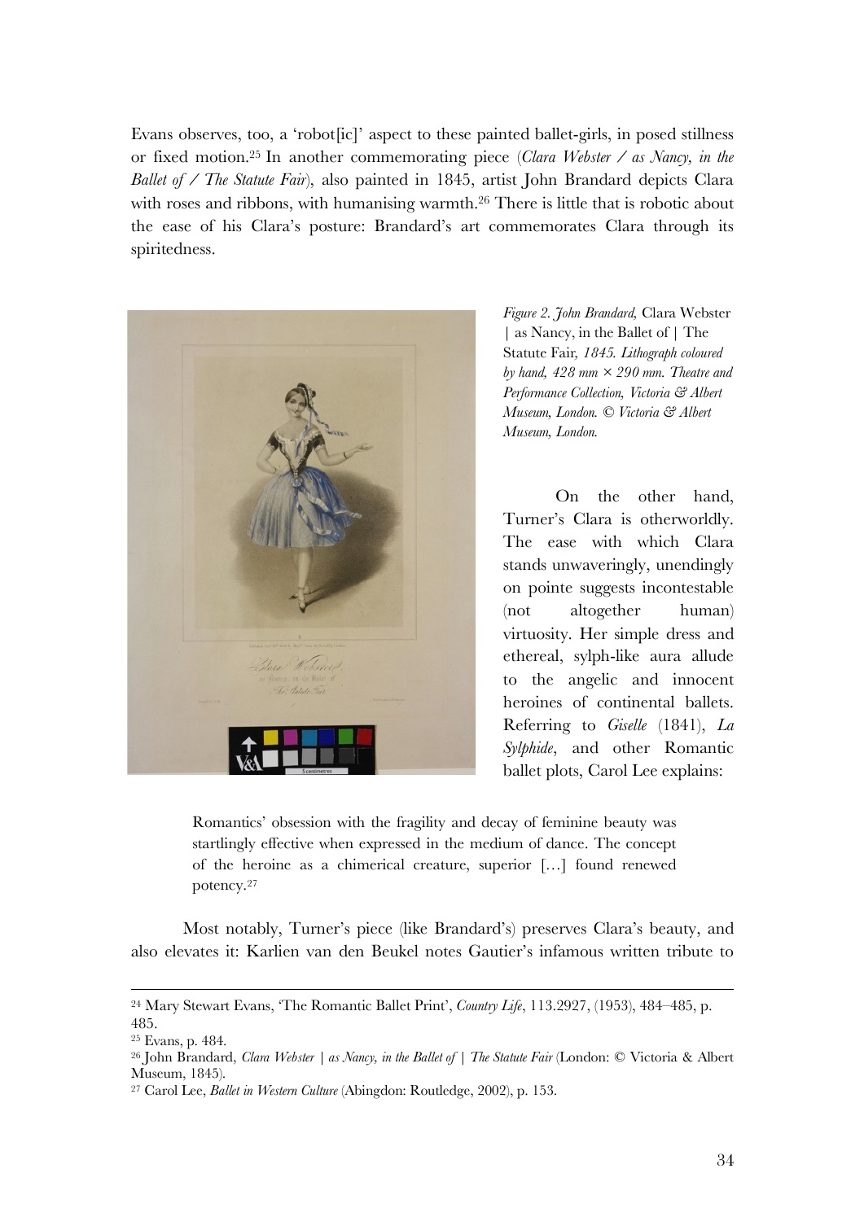Evans observes, too, a 'robot[ic]' aspect to these painted ballet-girls, in posed stillness or fixed motion.[25] In another commemorating piece (*Clara Webster / as Nancy, in the Ballet of / The Statute Fair*), also painted in 1845, artist John Brandard depicts Clara with roses and ribbons, with humanising warmth.[26] There is little that is robotic about the ease of his Clara's posture: Brandard's art commemorates Clara through its spiritedness.

*Figure 2. John Brandard,* Clara Webster | as Nancy, in the Ballet of | The Statute Fair*, 1845. Lithograph coloured by hand, 428 mm × 290 mm. Theatre and Performance Collection, Victoria & Albert Museum, London. © Victoria & Albert Museum, London.*

On the other hand, Turner's Clara is otherworldly. The ease with which Clara stands unwaveringly, unendingly on pointe suggests incontestable (not altogether human) virtuosity. Her simple dress and ethereal, sylph-like aura allude to the angelic and innocent heroines of continental ballets. Referring to *Giselle* (1841), *La Sylphide*, and other Romantic ballet plots, Carol Lee explains:

> Romantics' obsession with the fragility and decay of feminine beauty was startlingly effective when expressed in the medium of dance. The concept of the heroine as a chimerical creature, superior […] found renewed potency.[27]

Most notably, Turner's piece (like Brandard's) preserves Clara's beauty, and also elevates it: Karlien van den Beukel notes Gautier's infamous written tribute to

---

[24] Mary Stewart Evans, 'The Romantic Ballet Print', *Country Life*, 113.2927, (1953), 484–485, p. 485.

[25] Evans, p. 484.

[26] John Brandard, *Clara Webster | as Nancy, in the Ballet of | The Statute Fair* (London: © Victoria & Albert Museum, 1845).

[27] Carol Lee, *Ballet in Western Culture* (Abingdon: Routledge, 2002), p. 153.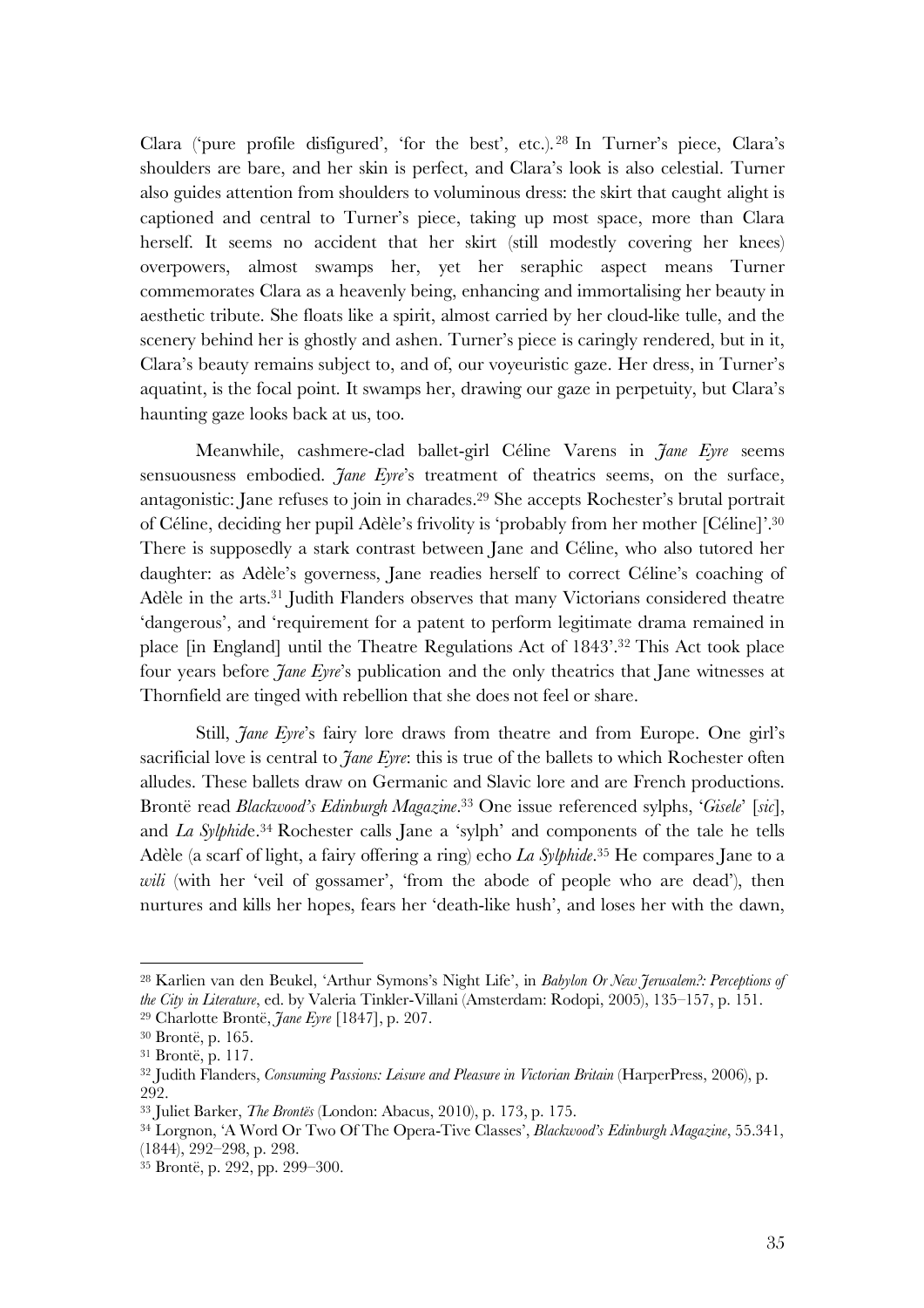Clara ('pure profile disfigured', 'for the best', etc.).[28] In Turner's piece, Clara's shoulders are bare, and her skin is perfect, and Clara's look is also celestial. Turner also guides attention from shoulders to voluminous dress: the skirt that caught alight is captioned and central to Turner's piece, taking up most space, more than Clara herself. It seems no accident that her skirt (still modestly covering her knees) overpowers, almost swamps her, yet her seraphic aspect means Turner commemorates Clara as a heavenly being, enhancing and immortalising her beauty in aesthetic tribute. She floats like a spirit, almost carried by her cloud-like tulle, and the scenery behind her is ghostly and ashen. Turner's piece is caringly rendered, but in it, Clara's beauty remains subject to, and of, our voyeuristic gaze. Her dress, in Turner's aquatint, is the focal point. It swamps her, drawing our gaze in perpetuity, but Clara's haunting gaze looks back at us, too.

Meanwhile, cashmere-clad ballet-girl Céline Varens in *Jane Eyre* seems sensuousness embodied. *Jane Eyre*'s treatment of theatrics seems, on the surface, antagonistic: Jane refuses to join in charades.[29] She accepts Rochester's brutal portrait of Céline, deciding her pupil Adèle's frivolity is 'probably from her mother [Céline]'.[30] There is supposedly a stark contrast between Jane and Céline, who also tutored her daughter: as Adèle's governess, Jane readies herself to correct Céline's coaching of Adèle in the arts.[31] Judith Flanders observes that many Victorians considered theatre 'dangerous', and 'requirement for a patent to perform legitimate drama remained in place [in England] until the Theatre Regulations Act of 1843'.[32] This Act took place four years before *Jane Eyre*'s publication and the only theatrics that Jane witnesses at Thornfield are tinged with rebellion that she does not feel or share.

Still, *Jane Eyre*'s fairy lore draws from theatre and from Europe. One girl's sacrificial love is central to *Jane Eyre*: this is true of the ballets to which Rochester often alludes. These ballets draw on Germanic and Slavic lore and are French productions. Brontë read *Blackwood's Edinburgh Magazine*.[33] One issue referenced sylphs, '*Gisele*' [*sic*], and *La Sylphide*.[34] Rochester calls Jane a 'sylph' and components of the tale he tells Adèle (a scarf of light, a fairy offering a ring) echo *La Sylphide*.[35] He compares Jane to a *wili* (with her 'veil of gossamer', 'from the abode of people who are dead'), then nurtures and kills her hopes, fears her 'death-like hush', and loses her with the dawn,

---

[28] Karlien van den Beukel, 'Arthur Symons's Night Life', in *Babylon Or New Jerusalem?: Perceptions of the City in Literature*, ed. by Valeria Tinkler-Villani (Amsterdam: Rodopi, 2005), 135–157, p. 151.

[29] Charlotte Brontë, *Jane Eyre* [1847], p. 207.

[30] Brontë, p. 165.

[31] Brontë, p. 117.

[32] Judith Flanders, *Consuming Passions: Leisure and Pleasure in Victorian Britain* (HarperPress, 2006), p. 292.

[33] Juliet Barker, *The Brontës* (London: Abacus, 2010), p. 173, p. 175.

[34] Lorgnon, 'A Word Or Two Of The Opera-Tive Classes', *Blackwood's Edinburgh Magazine*, 55.341, (1844), 292–298, p. 298.

[35] Brontë, p. 292, pp. 299–300.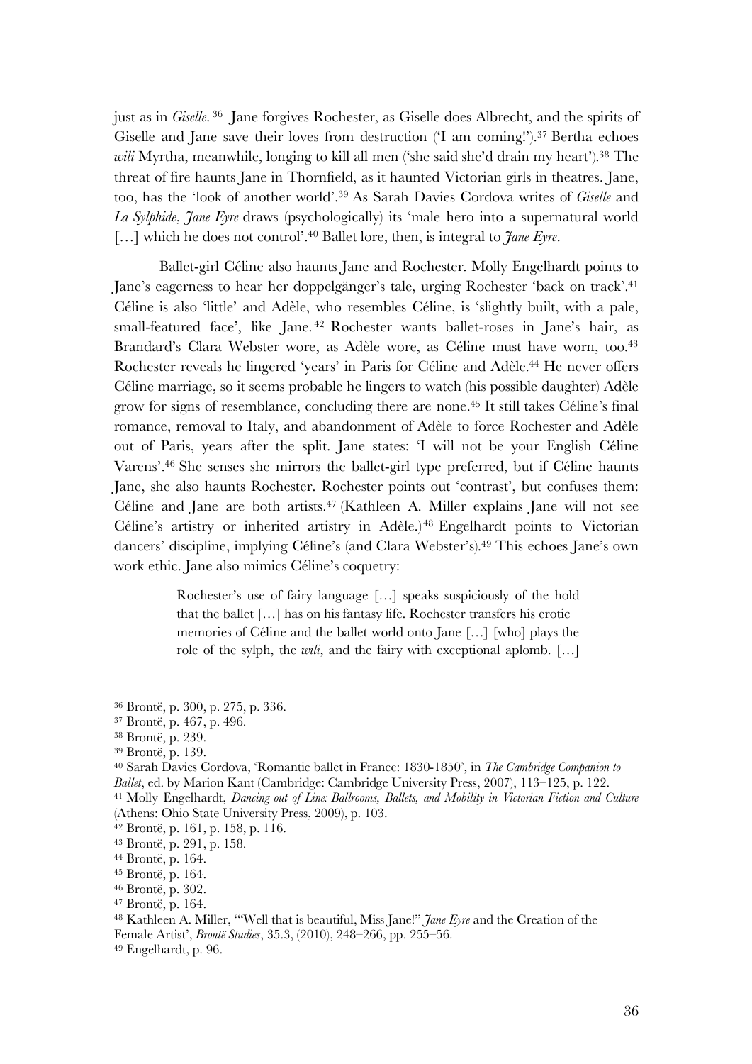just as in *Giselle*.[36] Jane forgives Rochester, as Giselle does Albrecht, and the spirits of Giselle and Jane save their loves from destruction ('I am coming!').[37] Bertha echoes *wili* Myrtha, meanwhile, longing to kill all men ('she said she'd drain my heart').[38] The threat of fire haunts Jane in Thornfield, as it haunted Victorian girls in theatres. Jane, too, has the 'look of another world'.[39] As Sarah Davies Cordova writes of *Giselle* and *La Sylphide*, *Jane Eyre* draws (psychologically) its 'male hero into a supernatural world […] which he does not control'.[40] Ballet lore, then, is integral to *Jane Eyre*.

Ballet-girl Céline also haunts Jane and Rochester. Molly Engelhardt points to Jane's eagerness to hear her doppelgänger's tale, urging Rochester 'back on track'.[41] Céline is also 'little' and Adèle, who resembles Céline, is 'slightly built, with a pale, small-featured face', like Jane.[42] Rochester wants ballet-roses in Jane's hair, as Brandard's Clara Webster wore, as Adèle wore, as Céline must have worn, too.[43] Rochester reveals he lingered 'years' in Paris for Céline and Adèle.[44] He never offers Céline marriage, so it seems probable he lingers to watch (his possible daughter) Adèle grow for signs of resemblance, concluding there are none.[45] It still takes Céline's final romance, removal to Italy, and abandonment of Adèle to force Rochester and Adèle out of Paris, years after the split. Jane states: 'I will not be your English Céline Varens'.[46] She senses she mirrors the ballet-girl type preferred, but if Céline haunts Jane, she also haunts Rochester. Rochester points out 'contrast', but confuses them: Céline and Jane are both artists.[47] (Kathleen A. Miller explains Jane will not see Céline's artistry or inherited artistry in Adèle.)[48] Engelhardt points to Victorian dancers' discipline, implying Céline's (and Clara Webster's).[49] This echoes Jane's own work ethic. Jane also mimics Céline's coquetry:

> Rochester's use of fairy language […] speaks suspiciously of the hold that the ballet […] has on his fantasy life. Rochester transfers his erotic memories of Céline and the ballet world onto Jane […] [who] plays the role of the sylph, the *wili*, and the fairy with exceptional aplomb. […]

---

[36] Brontë, p. 300, p. 275, p. 336.

[37] Brontë, p. 467, p. 496.

[38] Brontë, p. 239.

[39] Brontë, p. 139.

[40] Sarah Davies Cordova, 'Romantic ballet in France: 1830-1850', in *The Cambridge Companion to Ballet*, ed. by Marion Kant (Cambridge: Cambridge University Press, 2007), 113–125, p. 122.

[41] Molly Engelhardt, *Dancing out of Line: Ballrooms, Ballets, and Mobility in Victorian Fiction and Culture* (Athens: Ohio State University Press, 2009), p. 103.

[42] Brontë, p. 161, p. 158, p. 116.

[43] Brontë, p. 291, p. 158.

[44] Brontë, p. 164.

[45] Brontë, p. 164.

[46] Brontë, p. 302.

[47] Brontë, p. 164.

[48] Kathleen A. Miller, '"Well that is beautiful, Miss Jane!" *Jane Eyre* and the Creation of the Female Artist', *Brontë Studies*, 35.3, (2010), 248–266, pp. 255–56.

[49] Engelhardt, p. 96.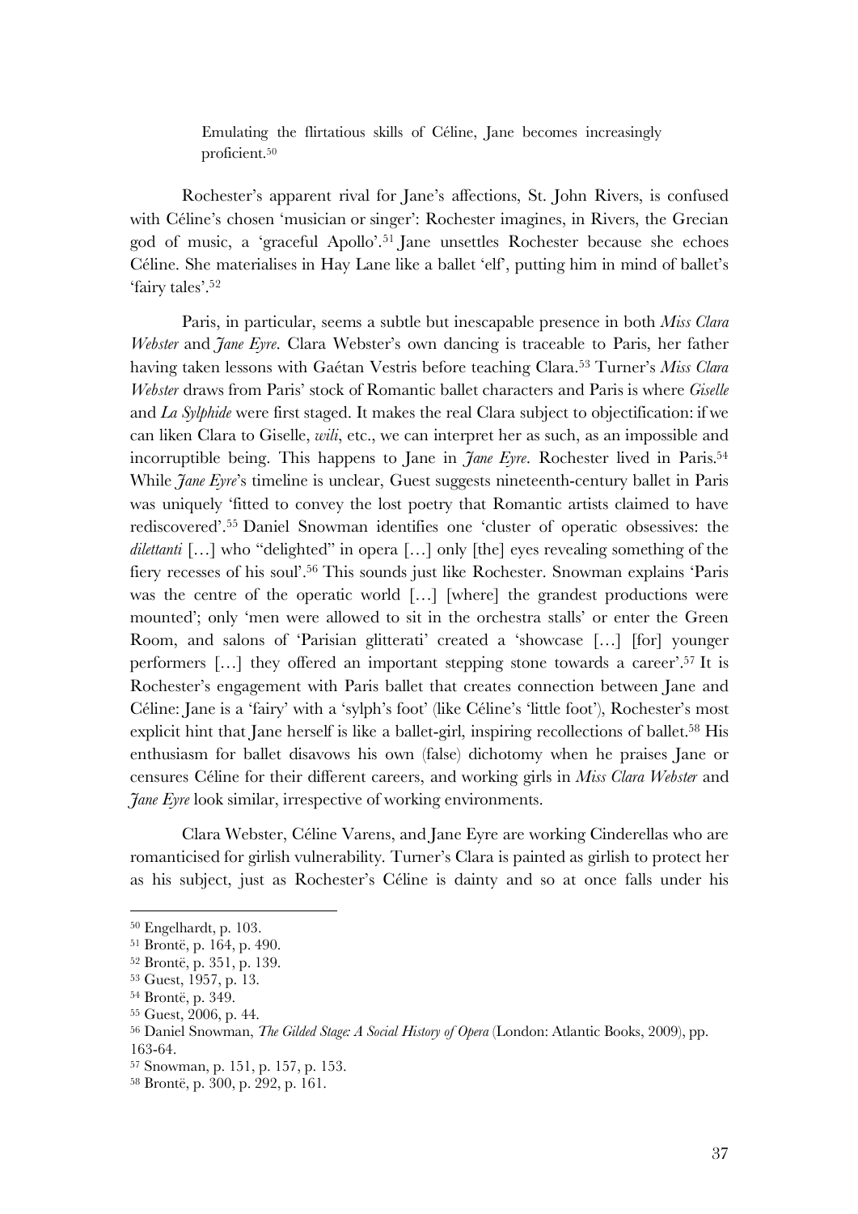> Emulating the flirtatious skills of Céline, Jane becomes increasingly proficient.[50]

Rochester's apparent rival for Jane's affections, St. John Rivers, is confused with Céline's chosen 'musician or singer': Rochester imagines, in Rivers, the Grecian god of music, a 'graceful Apollo'.[51] Jane unsettles Rochester because she echoes Céline. She materialises in Hay Lane like a ballet 'elf', putting him in mind of ballet's 'fairy tales'.[52]

Paris, in particular, seems a subtle but inescapable presence in both *Miss Clara Webster* and *Jane Eyre*. Clara Webster's own dancing is traceable to Paris, her father having taken lessons with Gaétan Vestris before teaching Clara.[53] Turner's *Miss Clara Webster* draws from Paris' stock of Romantic ballet characters and Paris is where *Giselle* and *La Sylphide* were first staged. It makes the real Clara subject to objectification: if we can liken Clara to Giselle, *wili*, etc., we can interpret her as such, as an impossible and incorruptible being. This happens to Jane in *Jane Eyre*. Rochester lived in Paris.[54] While *Jane Eyre*'s timeline is unclear, Guest suggests nineteenth-century ballet in Paris was uniquely 'fitted to convey the lost poetry that Romantic artists claimed to have rediscovered'.[55] Daniel Snowman identifies one 'cluster of operatic obsessives: the *dilettanti* […] who "delighted" in opera […] only [the] eyes revealing something of the fiery recesses of his soul'.[56] This sounds just like Rochester. Snowman explains 'Paris was the centre of the operatic world […] [where] the grandest productions were mounted'; only 'men were allowed to sit in the orchestra stalls' or enter the Green Room, and salons of 'Parisian glitterati' created a 'showcase […] [for] younger performers […] they offered an important stepping stone towards a career'.[57] It is Rochester's engagement with Paris ballet that creates connection between Jane and Céline: Jane is a 'fairy' with a 'sylph's foot' (like Céline's 'little foot'), Rochester's most explicit hint that Jane herself is like a ballet-girl, inspiring recollections of ballet.[58] His enthusiasm for ballet disavows his own (false) dichotomy when he praises Jane or censures Céline for their different careers, and working girls in *Miss Clara Webster* and *Jane Eyre* look similar, irrespective of working environments.

Clara Webster, Céline Varens, and Jane Eyre are working Cinderellas who are romanticised for girlish vulnerability. Turner's Clara is painted as girlish to protect her as his subject, just as Rochester's Céline is dainty and so at once falls under his

---

[50] Engelhardt, p. 103.

[51] Brontë, p. 164, p. 490.

[52] Brontë, p. 351, p. 139.

[53] Guest, 1957, p. 13.

[54] Brontë, p. 349.

[55] Guest, 2006, p. 44.

[56] Daniel Snowman, *The Gilded Stage: A Social History of Opera* (London: Atlantic Books, 2009), pp. 163-64.

[57] Snowman, p. 151, p. 157, p. 153.

[58] Brontë, p. 300, p. 292, p. 161.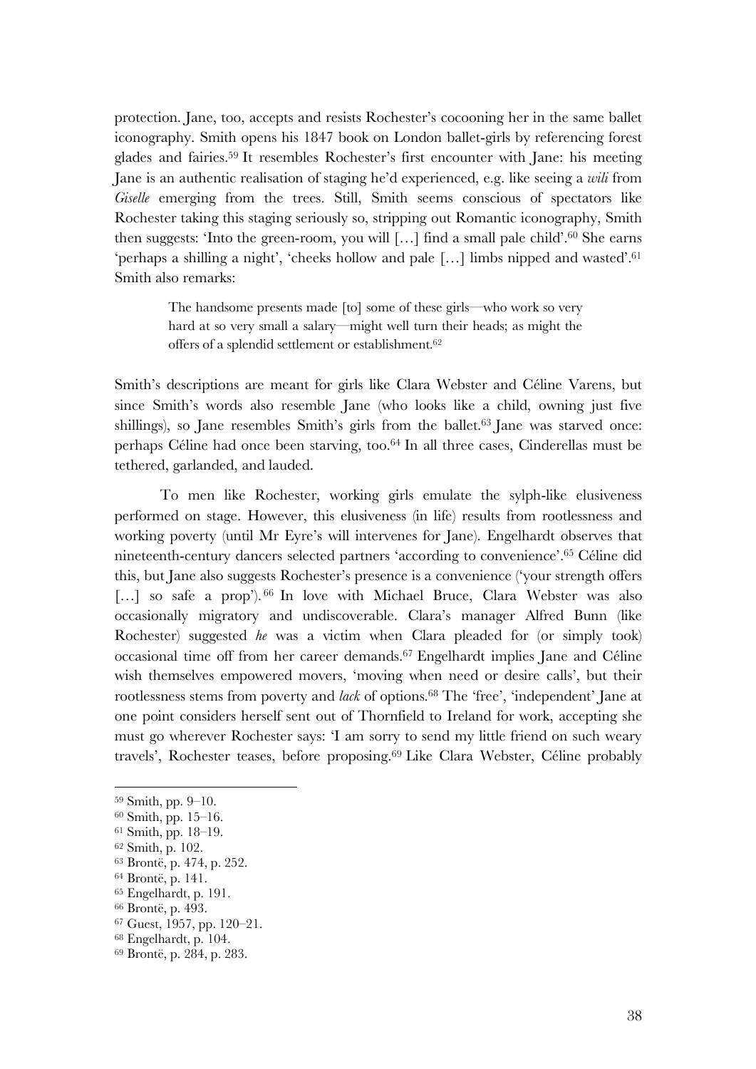protection. Jane, too, accepts and resists Rochester's cocooning her in the same ballet iconography. Smith opens his 1847 book on London ballet-girls by referencing forest glades and fairies.[59] It resembles Rochester's first encounter with Jane: his meeting Jane is an authentic realisation of staging he'd experienced, e.g. like seeing a *wili* from *Giselle* emerging from the trees. Still, Smith seems conscious of spectators like Rochester taking this staging seriously so, stripping out Romantic iconography, Smith then suggests: 'Into the green-room, you will […] find a small pale child'.[60] She earns 'perhaps a shilling a night', 'cheeks hollow and pale […] limbs nipped and wasted'.[61] Smith also remarks:

> The handsome presents made [to] some of these girls—who work so very hard at so very small a salary—might well turn their heads; as might the offers of a splendid settlement or establishment.[62]

Smith's descriptions are meant for girls like Clara Webster and Céline Varens, but since Smith's words also resemble Jane (who looks like a child, owning just five shillings), so Jane resembles Smith's girls from the ballet.[63] Jane was starved once: perhaps Céline had once been starving, too.[64] In all three cases, Cinderellas must be tethered, garlanded, and lauded.

To men like Rochester, working girls emulate the sylph-like elusiveness performed on stage. However, this elusiveness (in life) results from rootlessness and working poverty (until Mr Eyre's will intervenes for Jane). Engelhardt observes that nineteenth-century dancers selected partners 'according to convenience'.[65] Céline did this, but Jane also suggests Rochester's presence is a convenience ('your strength offers […] so safe a prop').[66] In love with Michael Bruce, Clara Webster was also occasionally migratory and undiscoverable. Clara's manager Alfred Bunn (like Rochester) suggested *he* was a victim when Clara pleaded for (or simply took) occasional time off from her career demands.[67] Engelhardt implies Jane and Céline wish themselves empowered movers, 'moving when need or desire calls', but their rootlessness stems from poverty and *lack* of options.[68] The 'free', 'independent' Jane at one point considers herself sent out of Thornfield to Ireland for work, accepting she must go wherever Rochester says: 'I am sorry to send my little friend on such weary travels', Rochester teases, before proposing.[69] Like Clara Webster, Céline probably

---

[59] Smith, pp. 9–10.
[60] Smith, pp. 15–16.
[61] Smith, pp. 18–19.
[62] Smith, p. 102.
[63] Brontë, p. 474, p. 252.
[64] Brontë, p. 141.
[65] Engelhardt, p. 191.
[66] Brontë, p. 493.
[67] Guest, 1957, pp. 120–21.
[68] Engelhardt, p. 104.
[69] Brontë, p. 284, p. 283.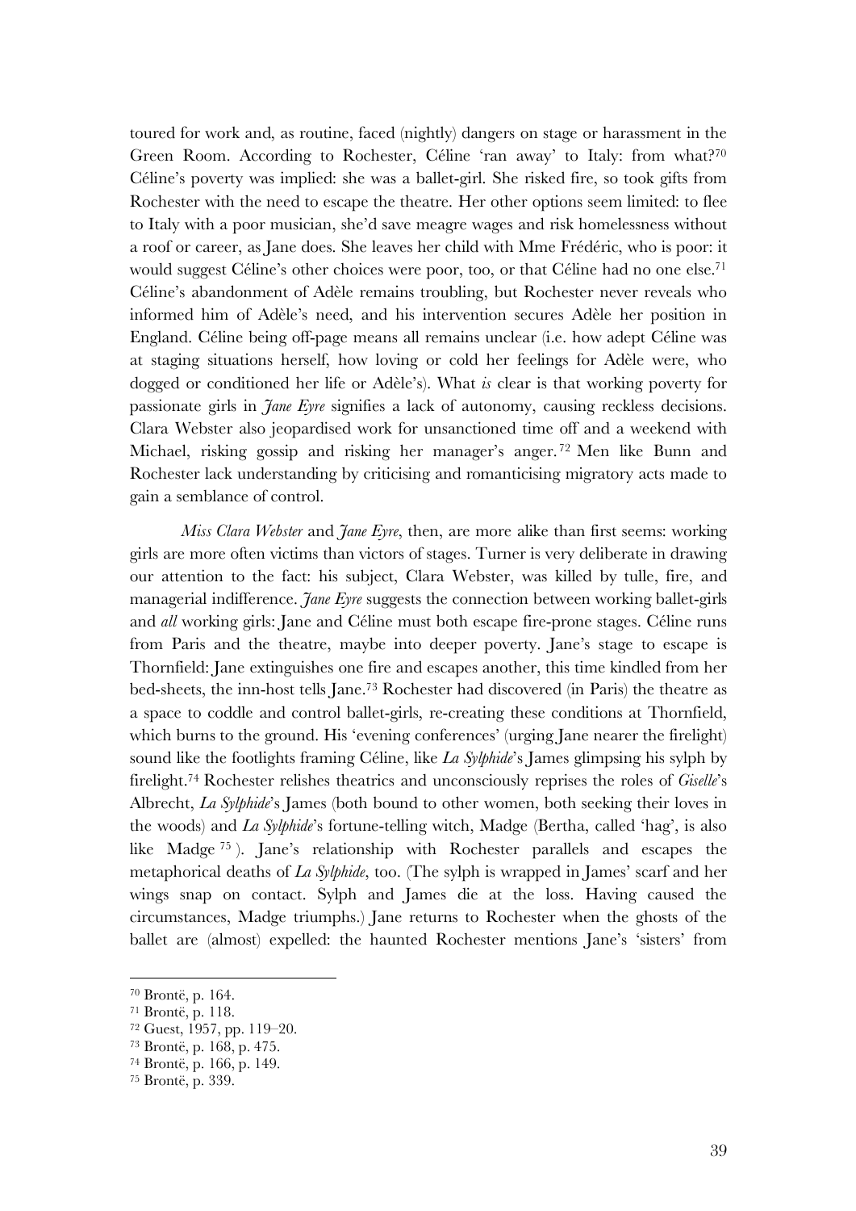toured for work and, as routine, faced (nightly) dangers on stage or harassment in the Green Room. According to Rochester, Céline 'ran away' to Italy: from what?[70] Céline's poverty was implied: she was a ballet-girl. She risked fire, so took gifts from Rochester with the need to escape the theatre. Her other options seem limited: to flee to Italy with a poor musician, she'd save meagre wages and risk homelessness without a roof or career, as Jane does. She leaves her child with Mme Frédéric, who is poor: it would suggest Céline's other choices were poor, too, or that Céline had no one else.[71] Céline's abandonment of Adèle remains troubling, but Rochester never reveals who informed him of Adèle's need, and his intervention secures Adèle her position in England. Céline being off-page means all remains unclear (i.e. how adept Céline was at staging situations herself, how loving or cold her feelings for Adèle were, who dogged or conditioned her life or Adèle's). What *is* clear is that working poverty for passionate girls in *Jane Eyre* signifies a lack of autonomy, causing reckless decisions. Clara Webster also jeopardised work for unsanctioned time off and a weekend with Michael, risking gossip and risking her manager's anger.[72] Men like Bunn and Rochester lack understanding by criticising and romanticising migratory acts made to gain a semblance of control.

*Miss Clara Webster* and *Jane Eyre*, then, are more alike than first seems: working girls are more often victims than victors of stages. Turner is very deliberate in drawing our attention to the fact: his subject, Clara Webster, was killed by tulle, fire, and managerial indifference. *Jane Eyre* suggests the connection between working ballet-girls and *all* working girls: Jane and Céline must both escape fire-prone stages. Céline runs from Paris and the theatre, maybe into deeper poverty. Jane's stage to escape is Thornfield: Jane extinguishes one fire and escapes another, this time kindled from her bed-sheets, the inn-host tells Jane.[73] Rochester had discovered (in Paris) the theatre as a space to coddle and control ballet-girls, re-creating these conditions at Thornfield, which burns to the ground. His 'evening conferences' (urging Jane nearer the firelight) sound like the footlights framing Céline, like *La Sylphide*'s James glimpsing his sylph by firelight.[74] Rochester relishes theatrics and unconsciously reprises the roles of *Giselle*'s Albrecht, *La Sylphide*'s James (both bound to other women, both seeking their loves in the woods) and *La Sylphide*'s fortune-telling witch, Madge (Bertha, called 'hag', is also like Madge[75]). Jane's relationship with Rochester parallels and escapes the metaphorical deaths of *La Sylphide*, too. (The sylph is wrapped in James' scarf and her wings snap on contact. Sylph and James die at the loss. Having caused the circumstances, Madge triumphs.) Jane returns to Rochester when the ghosts of the ballet are (almost) expelled: the haunted Rochester mentions Jane's 'sisters' from

---

[70] Brontë, p. 164.

[71] Brontë, p. 118.

[72] Guest, 1957, pp. 119–20.

[73] Brontë, p. 168, p. 475.

[74] Brontë, p. 166, p. 149.

[75] Brontë, p. 339.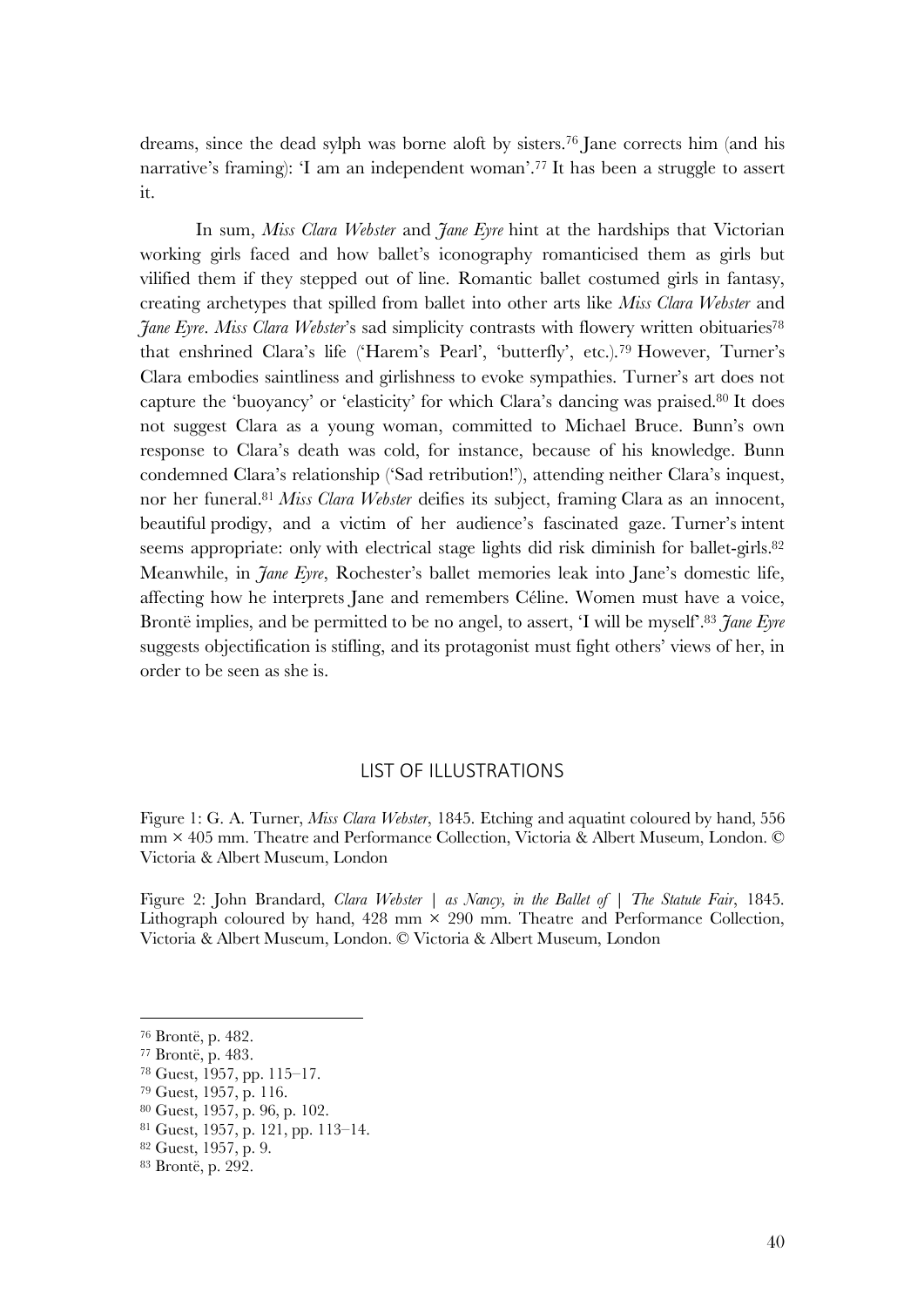dreams, since the dead sylph was borne aloft by sisters.[76] Jane corrects him (and his narrative's framing): 'I am an independent woman'.[77] It has been a struggle to assert it.

In sum, *Miss Clara Webster* and *Jane Eyre* hint at the hardships that Victorian working girls faced and how ballet's iconography romanticised them as girls but vilified them if they stepped out of line. Romantic ballet costumed girls in fantasy, creating archetypes that spilled from ballet into other arts like *Miss Clara Webster* and *Jane Eyre*. *Miss Clara Webster*'s sad simplicity contrasts with flowery written obituaries[78] that enshrined Clara's life ('Harem's Pearl', 'butterfly', etc.).[79] However, Turner's Clara embodies saintliness and girlishness to evoke sympathies. Turner's art does not capture the 'buoyancy' or 'elasticity' for which Clara's dancing was praised.[80] It does not suggest Clara as a young woman, committed to Michael Bruce. Bunn's own response to Clara's death was cold, for instance, because of his knowledge. Bunn condemned Clara's relationship ('Sad retribution!'), attending neither Clara's inquest, nor her funeral.[81] *Miss Clara Webster* deifies its subject, framing Clara as an innocent, beautiful prodigy, and a victim of her audience's fascinated gaze. Turner's intent seems appropriate: only with electrical stage lights did risk diminish for ballet-girls.[82] Meanwhile, in *Jane Eyre*, Rochester's ballet memories leak into Jane's domestic life, affecting how he interprets Jane and remembers Céline. Women must have a voice, Brontë implies, and be permitted to be no angel, to assert, 'I will be myself'.[83] *Jane Eyre* suggests objectification is stifling, and its protagonist must fight others' views of her, in order to be seen as she is.

## LIST OF ILLUSTRATIONS

Figure 1: G. A. Turner, *Miss Clara Webster*, 1845. Etching and aquatint coloured by hand, 556 mm × 405 mm. Theatre and Performance Collection, Victoria & Albert Museum, London. © Victoria & Albert Museum, London

Figure 2: John Brandard, *Clara Webster | as Nancy, in the Ballet of | The Statute Fair*, 1845. Lithograph coloured by hand, 428 mm × 290 mm. Theatre and Performance Collection, Victoria & Albert Museum, London. © Victoria & Albert Museum, London

---

[76] Brontë, p. 482.

[77] Brontë, p. 483.

[78] Guest, 1957, pp. 115–17.

[79] Guest, 1957, p. 116.

[80] Guest, 1957, p. 96, p. 102.

[81] Guest, 1957, p. 121, pp. 113–14.

[82] Guest, 1957, p. 9.

[83] Brontë, p. 292.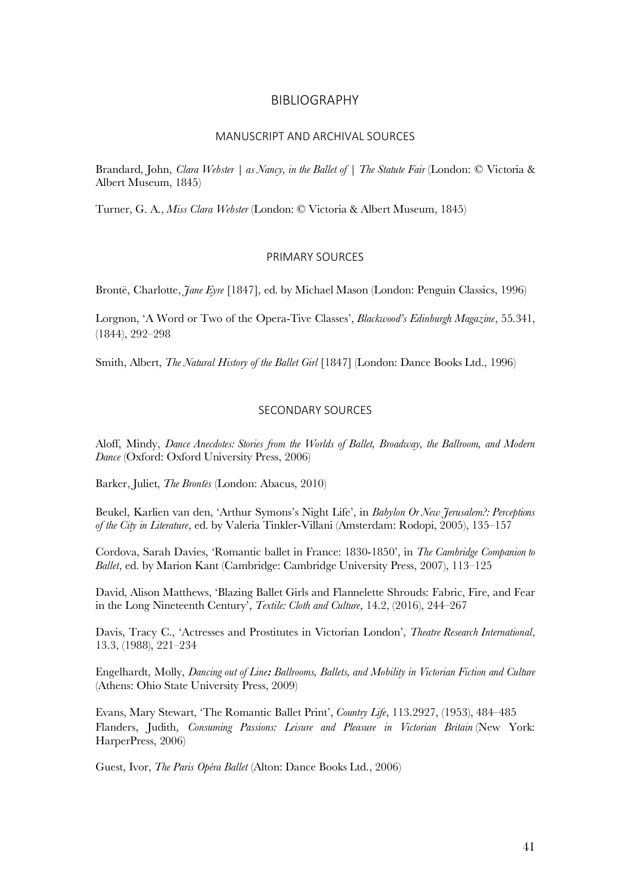# BIBLIOGRAPHY

## MANUSCRIPT AND ARCHIVAL SOURCES

Brandard, John, *Clara Webster | as Nancy, in the Ballet of | The Statute Fair* (London: © Victoria & Albert Museum, 1845)

Turner, G. A., *Miss Clara Webster* (London: © Victoria & Albert Museum, 1845)

## PRIMARY SOURCES

Brontë, Charlotte, *Jane Eyre* [1847], ed. by Michael Mason (London: Penguin Classics, 1996)

Lorgnon, 'A Word or Two of the Opera-Tive Classes', *Blackwood's Edinburgh Magazine*, 55.341, (1844), 292–298

Smith, Albert, *The Natural History of the Ballet Girl* [1847] (London: Dance Books Ltd., 1996)

## SECONDARY SOURCES

Aloff, Mindy, *Dance Anecdotes: Stories from the Worlds of Ballet, Broadway, the Ballroom, and Modern Dance* (Oxford: Oxford University Press, 2006)

Barker, Juliet, *The Brontës* (London: Abacus, 2010)

Beukel, Karlien van den, 'Arthur Symons's Night Life', in *Babylon Or New Jerusalem?: Perceptions of the City in Literature*, ed. by Valeria Tinkler-Villani (Amsterdam: Rodopi, 2005), 135–157

Cordova, Sarah Davies, 'Romantic ballet in France: 1830-1850', in *The Cambridge Companion to Ballet*, ed. by Marion Kant (Cambridge: Cambridge University Press, 2007), 113–125

David, Alison Matthews, 'Blazing Ballet Girls and Flannelette Shrouds: Fabric, Fire, and Fear in the Long Nineteenth Century', *Textile: Cloth and Culture*, 14.2, (2016), 244–267

Davis, Tracy C., 'Actresses and Prostitutes in Victorian London', *Theatre Research International*, 13.3, (1988), 221–234

Engelhardt, Molly, *Dancing out of Line: Ballrooms, Ballets, and Mobility in Victorian Fiction and Culture* (Athens: Ohio State University Press, 2009)

Evans, Mary Stewart, 'The Romantic Ballet Print', *Country Life*, 113.2927, (1953), 484–485

Flanders, Judith, *Consuming Passions: Leisure and Pleasure in Victorian Britain* (New York: HarperPress, 2006)

Guest, Ivor, *The Paris Opéra Ballet* (Alton: Dance Books Ltd., 2006)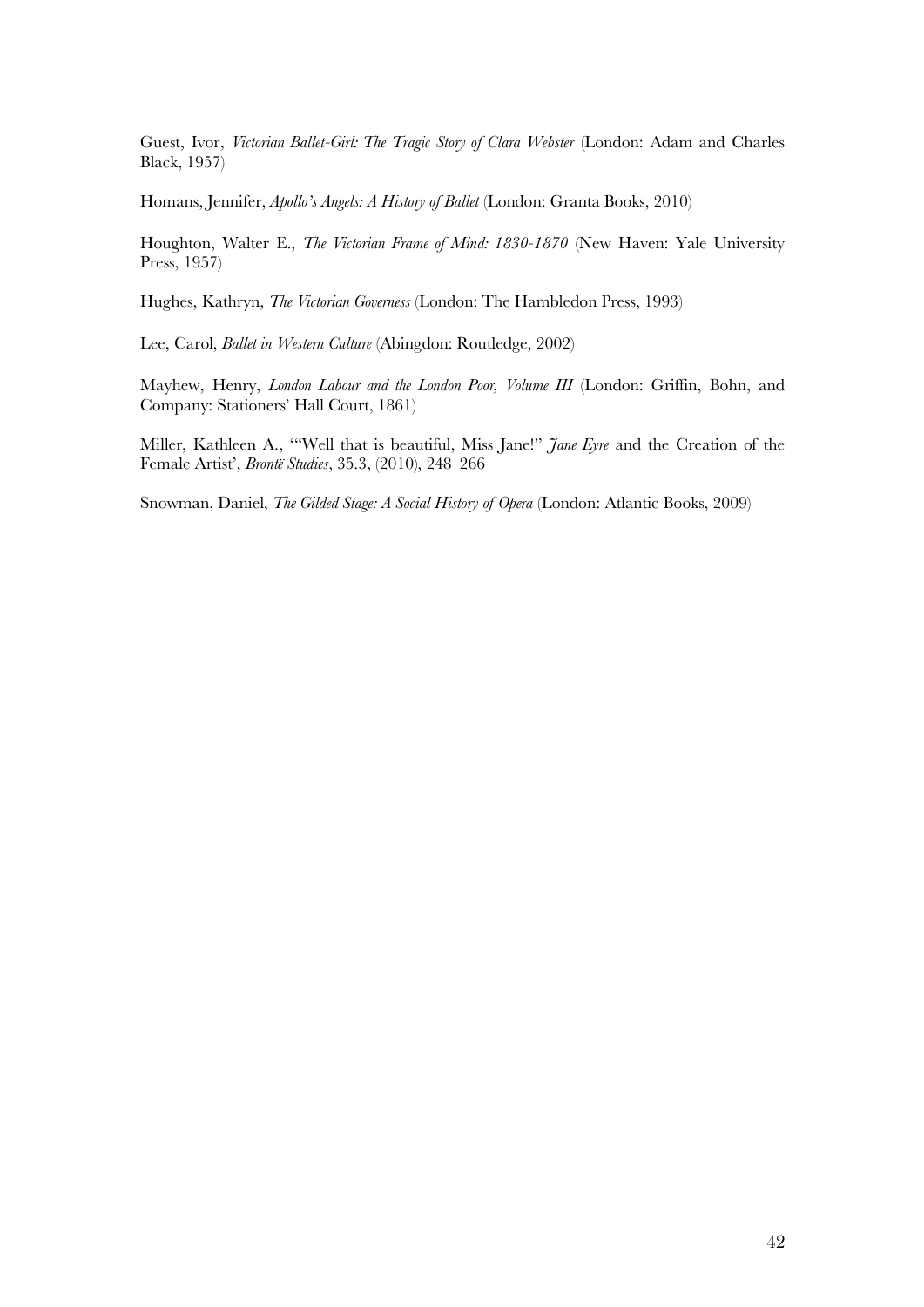Guest, Ivor, *Victorian Ballet-Girl: The Tragic Story of Clara Webster* (London: Adam and Charles Black, 1957)

Homans, Jennifer, *Apollo's Angels: A History of Ballet* (London: Granta Books, 2010)

Houghton, Walter E., *The Victorian Frame of Mind: 1830-1870* (New Haven: Yale University Press, 1957)

Hughes, Kathryn, *The Victorian Governess* (London: The Hambledon Press, 1993)

Lee, Carol, *Ballet in Western Culture* (Abingdon: Routledge, 2002)

Mayhew, Henry, *London Labour and the London Poor, Volume III* (London: Griffin, Bohn, and Company: Stationers' Hall Court, 1861)

Miller, Kathleen A., '"Well that is beautiful, Miss Jane!" *Jane Eyre* and the Creation of the Female Artist', *Brontë Studies*, 35.3, (2010), 248–266

Snowman, Daniel, *The Gilded Stage: A Social History of Opera* (London: Atlantic Books, 2009)